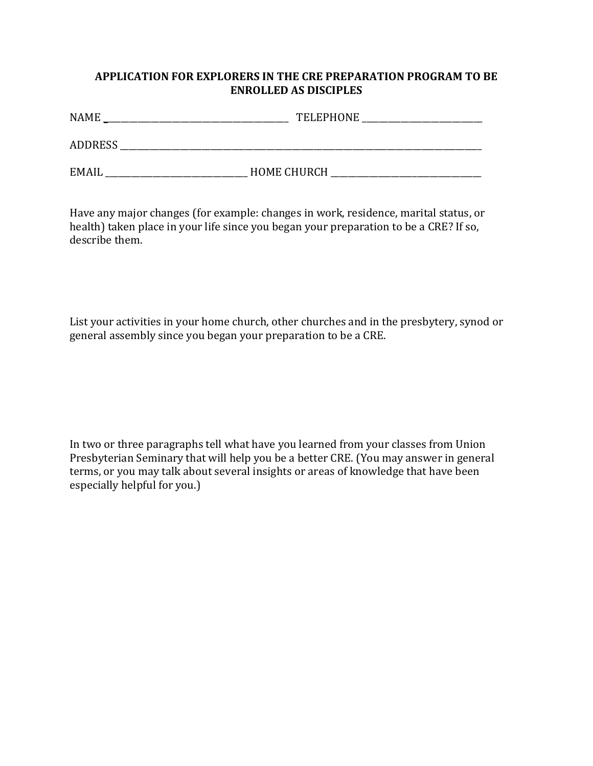# APPLICATION FOR EXPLORERS IN THE CRE PREPARATION PROGRAM TO BE ENROLLED AS DISCIPLES

NAME ________________________________________ TELEPHONE ___________________________

ADDRESS ________________________________________________________________________________

EMAIL ______________________________ HOME CHURCH ___________________________________

Have any major changes (for example: changes in work, residence, marital status, or health) taken place in your life since you began your preparation to be a CRE? If so, describe them.

List your activities in your home church, other churches and in the presbytery, synod or general assembly since you began your preparation to be a CRE.

In two or three paragraphs tell what have you learned from your classes from Union Presbyterian Seminary that will help you be a better CRE. (You may answer in general terms, or you may talk about several insights or areas of knowledge that have been especially helpful for you.)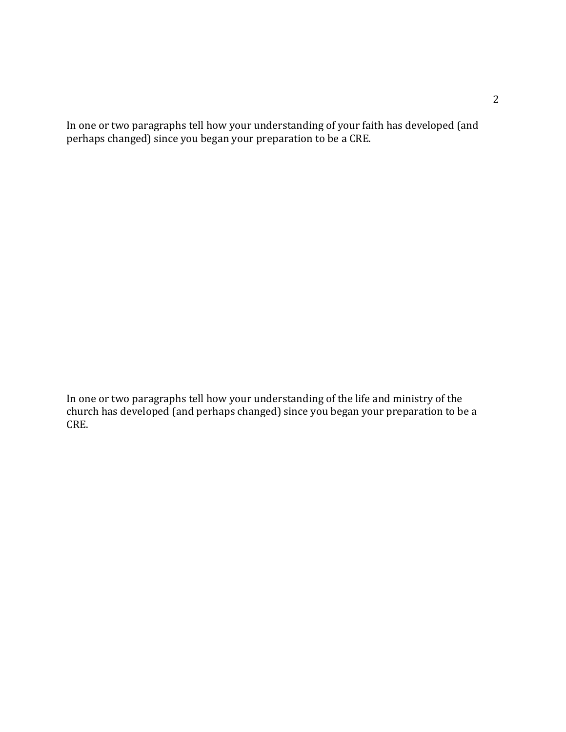In one or two paragraphs tell how your understanding of your faith has developed (and perhaps changed) since you began your preparation to be a CRE.

In one or two paragraphs tell how your understanding of the life and ministry of the church has developed (and perhaps changed) since you began your preparation to be a CRE.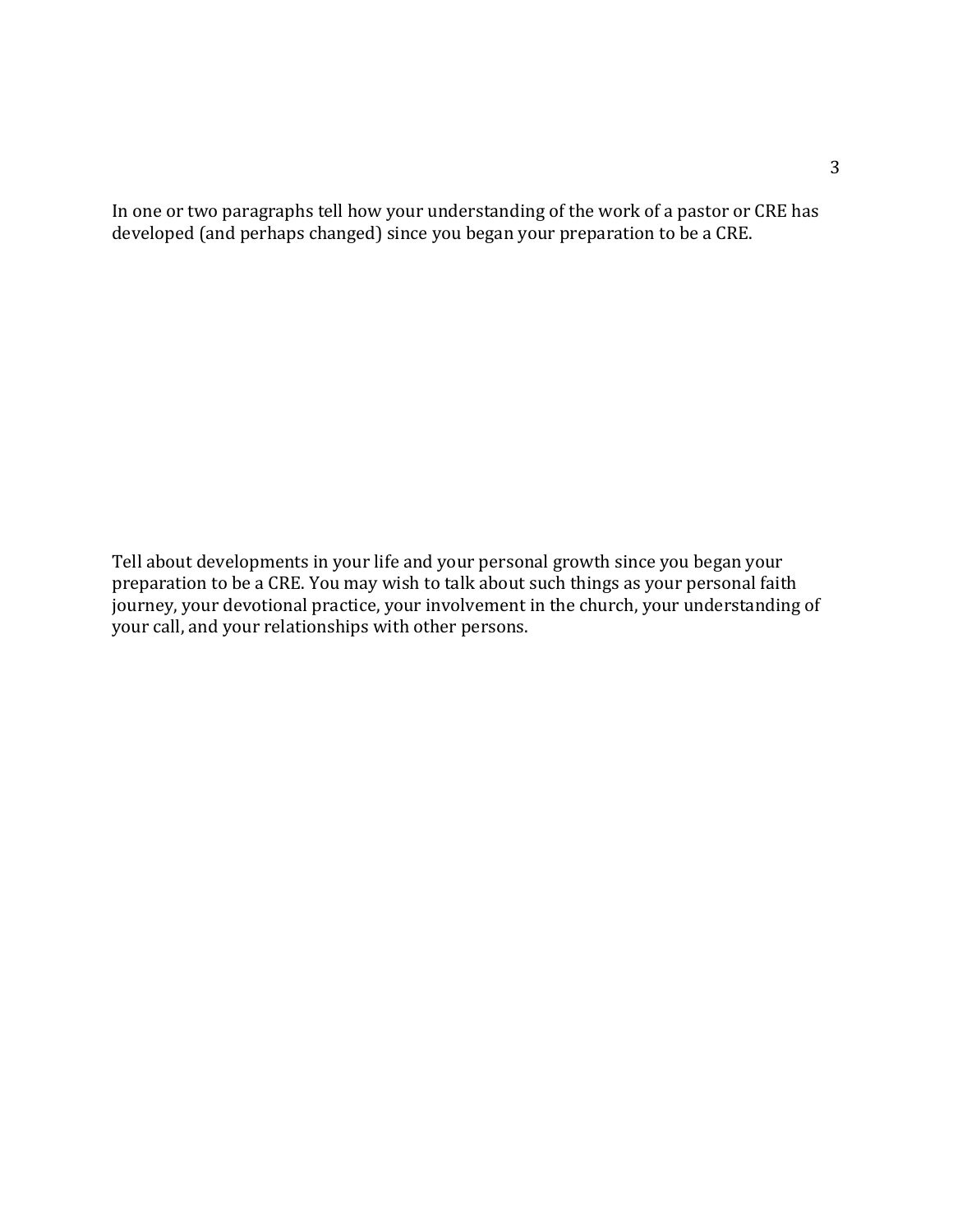In one or two paragraphs tell how your understanding of the work of a pastor or CRE has developed (and perhaps changed) since you began your preparation to be a CRE.

Tell about developments in your life and your personal growth since you began your preparation to be a CRE. You may wish to talk about such things as your personal faith journey, your devotional practice, your involvement in the church, your understanding of your call, and your relationships with other persons.